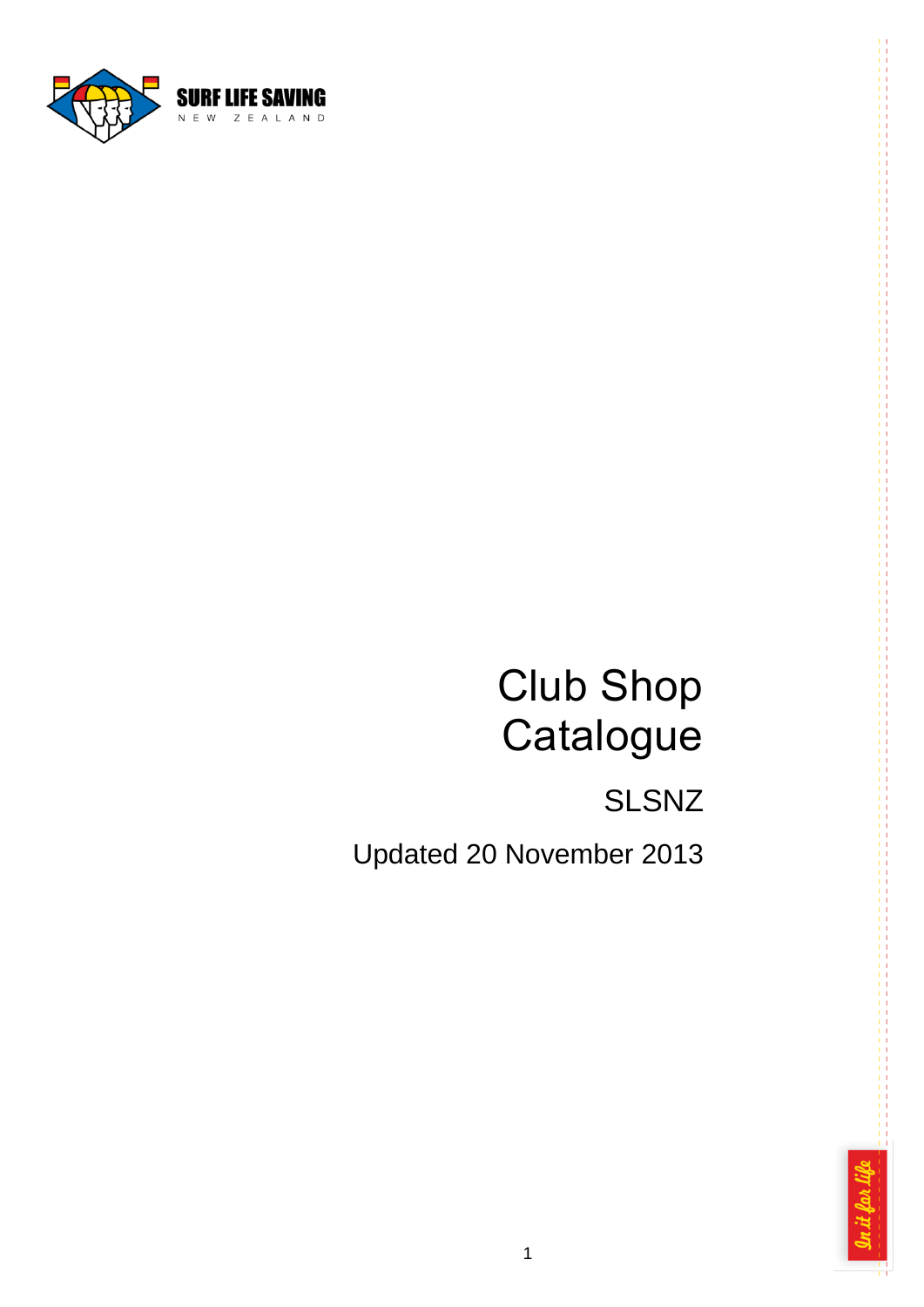SURF LIFE SAVING

NEW ZEALAND

# Club Shop Catalogue

## SLSNZ

Updated 20 November 2013

In it for life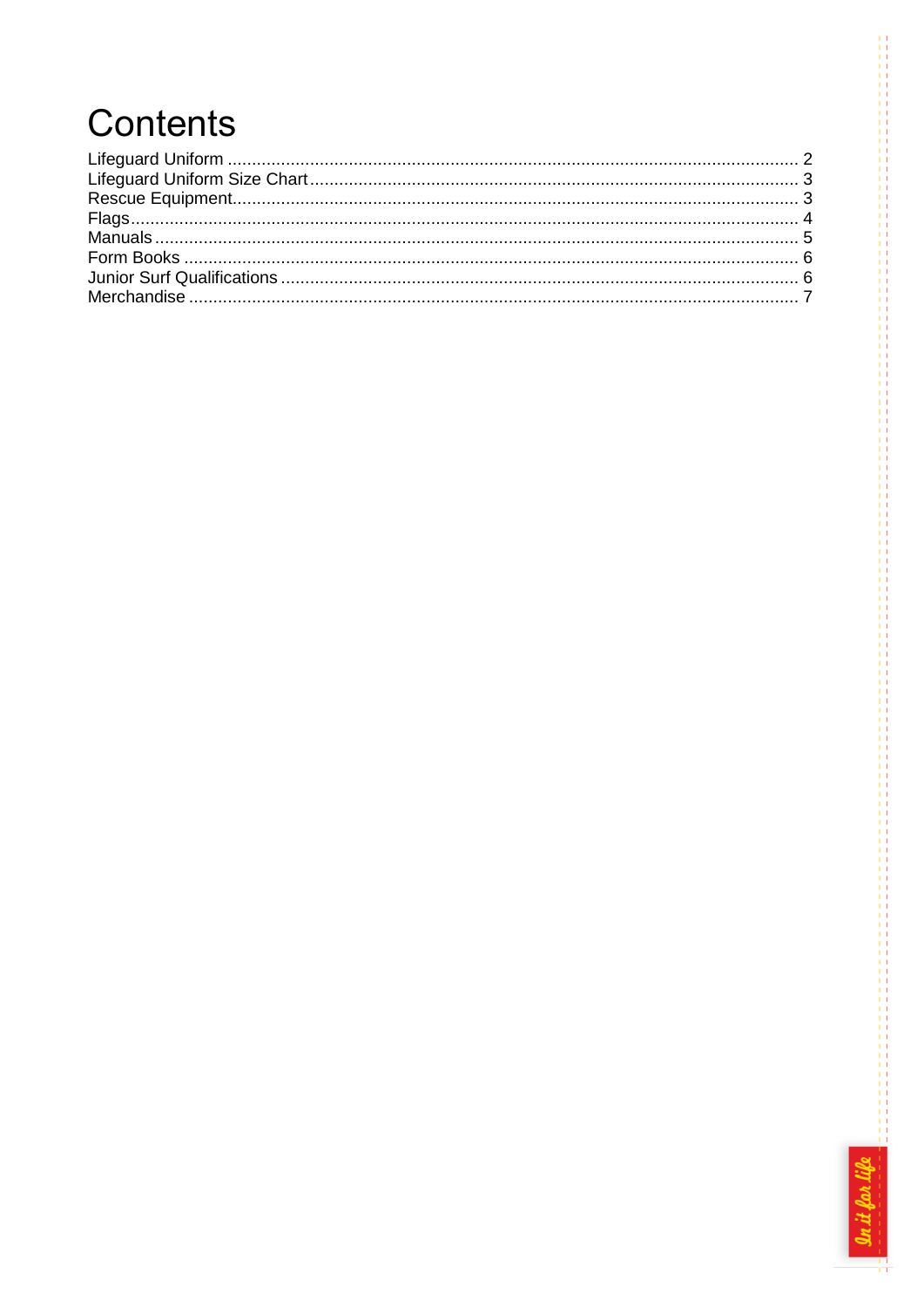# Contents

Lifeguard Uniform ..................................................................................................................... 2
Lifeguard Uniform Size Chart .................................................................................................... 3
Rescue Equipment ..................................................................................................................... 3
Flags .......................................................................................................................................... 4
Manuals ..................................................................................................................................... 5
Form Books ............................................................................................................................... 6
Junior Surf Qualifications .......................................................................................................... 6
Merchandise ............................................................................................................................. 7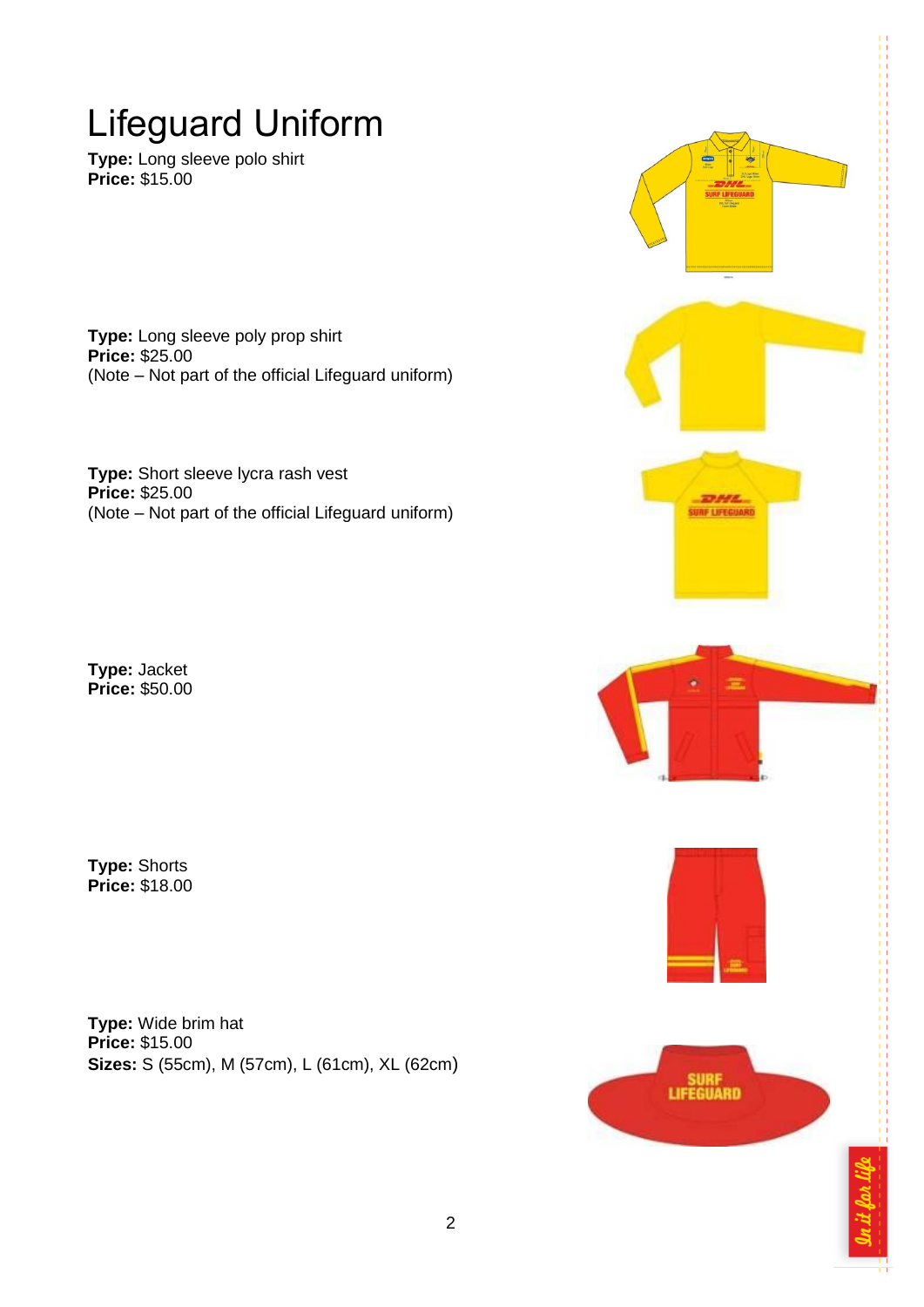# Lifeguard Uniform

**Type:** Long sleeve polo shirt
**Price:** $15.00

**Type:** Long sleeve poly prop shirt
**Price:** $25.00
(Note – Not part of the official Lifeguard uniform)

**Type:** Short sleeve lycra rash vest
**Price:** $25.00
(Note – Not part of the official Lifeguard uniform)

**Type:** Jacket
**Price:** $50.00

**Type:** Shorts
**Price:** $18.00

**Type:** Wide brim hat
**Price:** $15.00
**Sizes:** S (55cm), M (57cm), L (61cm), XL (62cm)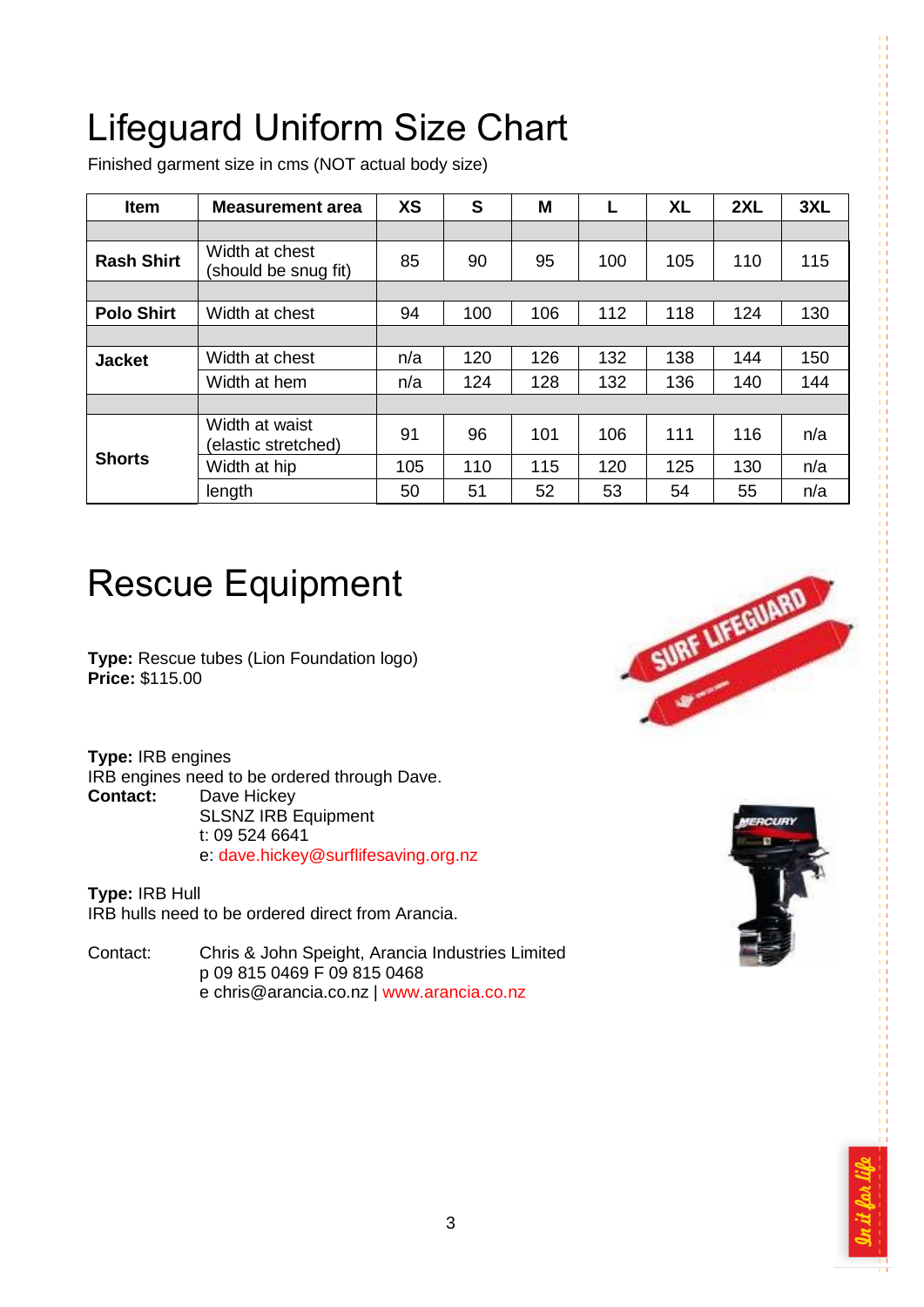# Lifeguard Uniform Size Chart

Finished garment size in cms (NOT actual body size)

| Item | Measurement area | XS | S | M | L | XL | 2XL | 3XL |
|---|---|---|---|---|---|---|---|---|
| **Rash Shirt** | Width at chest (should be snug fit) | 85 | 90 | 95 | 100 | 105 | 110 | 115 |
| **Polo Shirt** | Width at chest | 94 | 100 | 106 | 112 | 118 | 124 | 130 |
| **Jacket** | Width at chest | n/a | 120 | 126 | 132 | 138 | 144 | 150 |
| | Width at hem | n/a | 124 | 128 | 132 | 136 | 140 | 144 |
| **Shorts** | Width at waist (elastic stretched) | 91 | 96 | 101 | 106 | 111 | 116 | n/a |
| | Width at hip | 105 | 110 | 115 | 120 | 125 | 130 | n/a |
| | length | 50 | 51 | 52 | 53 | 54 | 55 | n/a |

# Rescue Equipment

**Type:** Rescue tubes (Lion Foundation logo)
**Price:** $115.00

**Type:** IRB engines
IRB engines need to be ordered through Dave.
**Contact:** Dave Hickey
SLSNZ IRB Equipment
t: 09 524 6641
e: dave.hickey@surflifesaving.org.nz

**Type:** IRB Hull
IRB hulls need to be ordered direct from Arancia.

Contact: Chris & John Speight, Arancia Industries Limited
p 09 815 0469 F 09 815 0468
e chris@arancia.co.nz | www.arancia.co.nz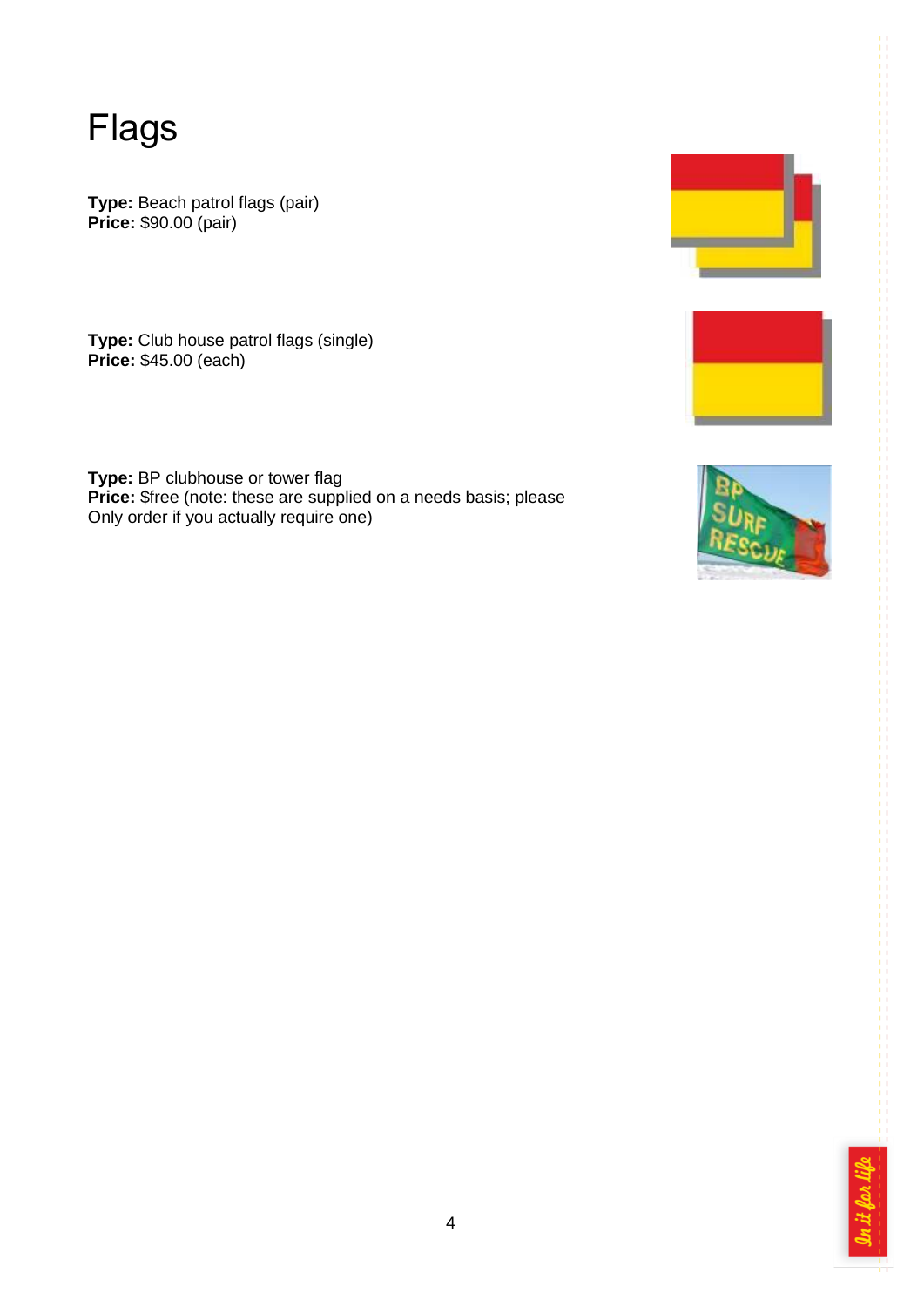# Flags

**Type:** Beach patrol flags (pair)
**Price:** $90.00 (pair)

**Type:** Club house patrol flags (single)
**Price:** $45.00 (each)

**Type:** BP clubhouse or tower flag
**Price:** $free (note: these are supplied on a needs basis; please Only order if you actually require one)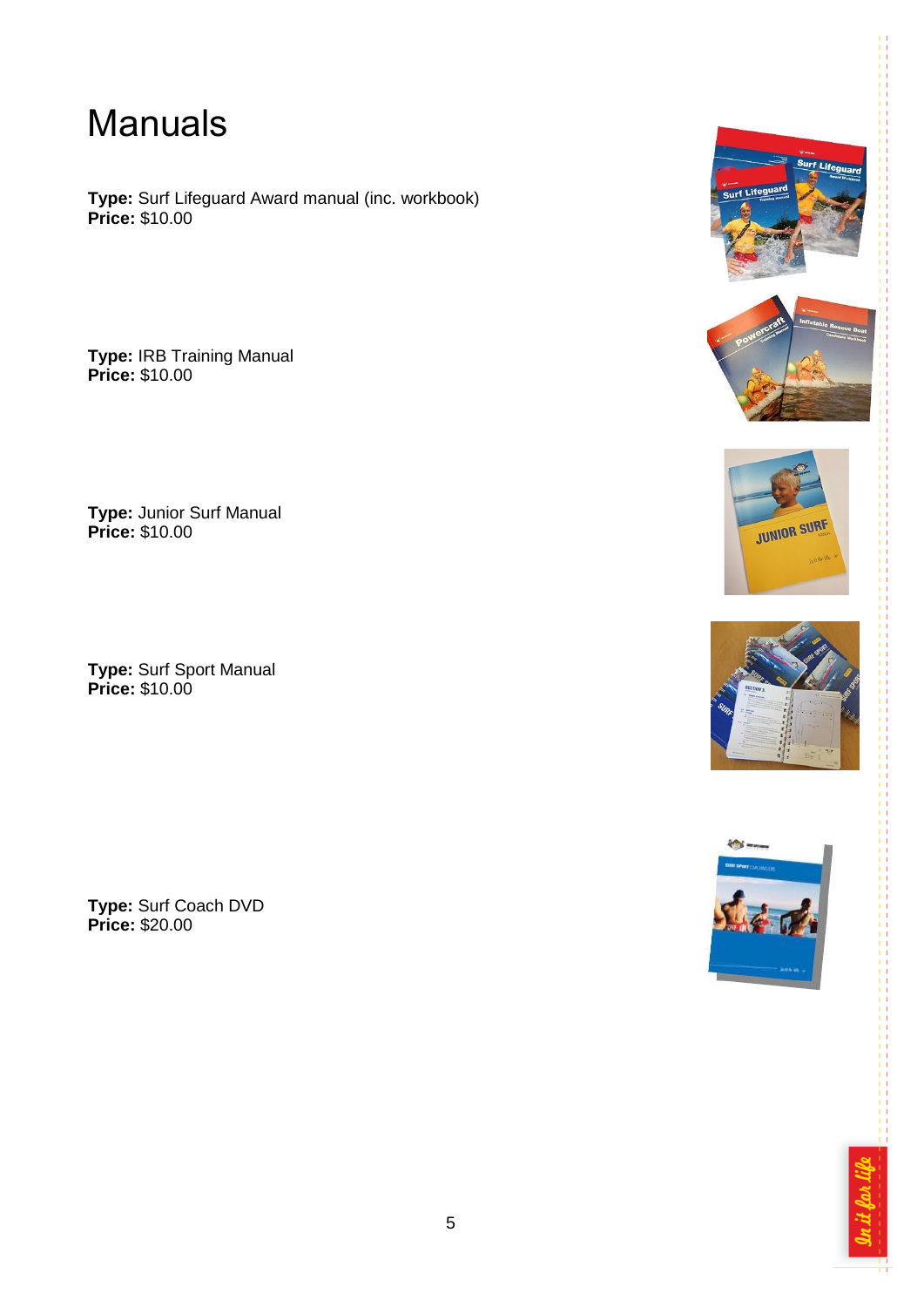# Manuals

**Type:** Surf Lifeguard Award manual (inc. workbook)
**Price:** $10.00

**Type:** IRB Training Manual
**Price:** $10.00

**Type:** Junior Surf Manual
**Price:** $10.00

**Type:** Surf Sport Manual
**Price:** $10.00

**Type:** Surf Coach DVD
**Price:** $20.00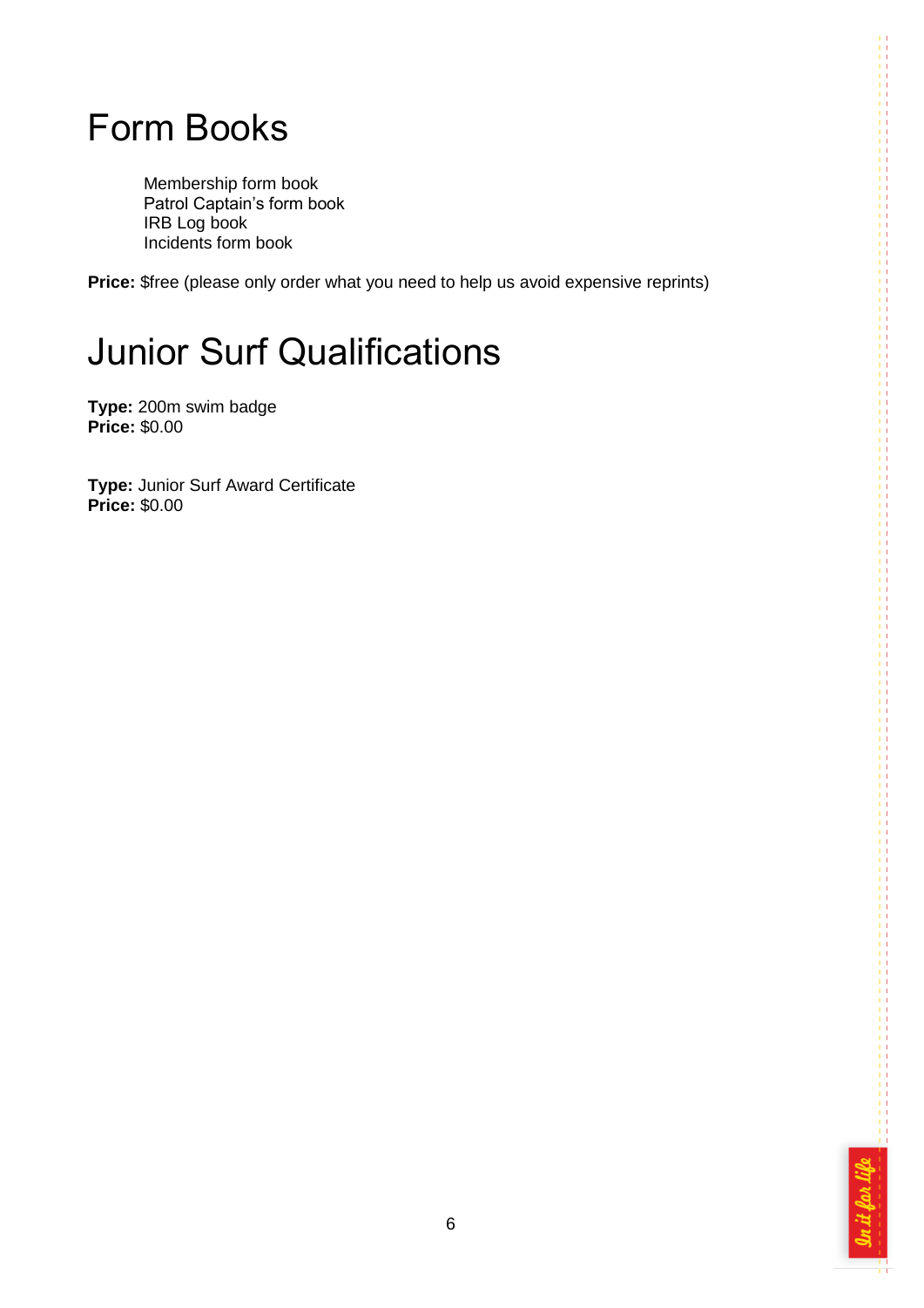# Form Books

Membership form book
Patrol Captain's form book
IRB Log book
Incidents form book

**Price:** $free (please only order what you need to help us avoid expensive reprints)

# Junior Surf Qualifications

**Type:** 200m swim badge
**Price:** $0.00

**Type:** Junior Surf Award Certificate
**Price:** $0.00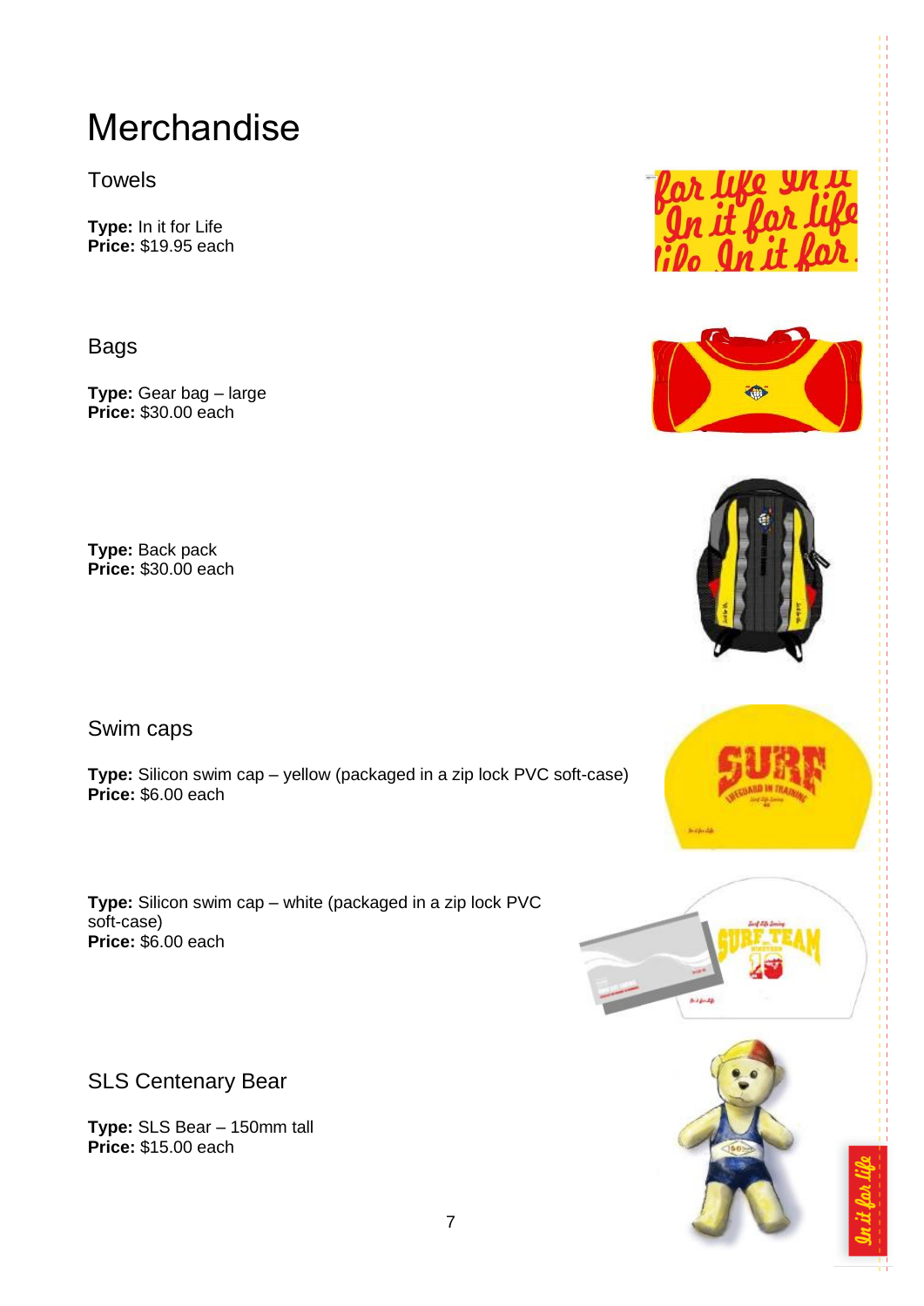# Merchandise

## Towels

**Type:** In it for Life
**Price:** $19.95 each

## Bags

**Type:** Gear bag – large
**Price:** $30.00 each

**Type:** Back pack
**Price:** $30.00 each

## Swim caps

**Type:** Silicon swim cap – yellow (packaged in a zip lock PVC soft-case)
**Price:** $6.00 each

**Type:** Silicon swim cap – white (packaged in a zip lock PVC soft-case)
**Price:** $6.00 each

## SLS Centenary Bear

**Type:** SLS Bear – 150mm tall
**Price:** $15.00 each